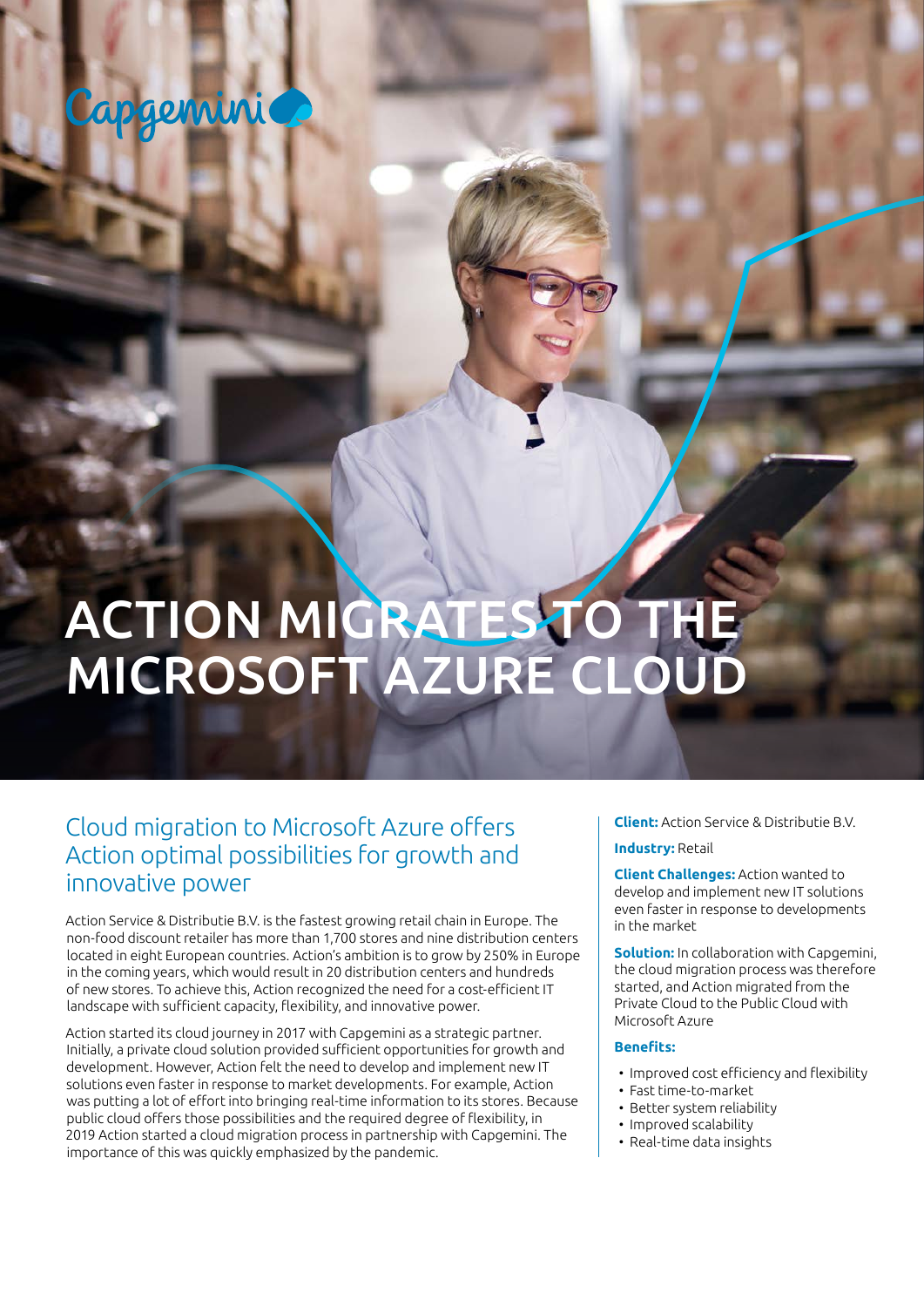Capgemini

# ACTION MIGRATES TO THE MICROSOFT AZURE CLOUD

## Cloud migration to Microsoft Azure offers Action optimal possibilities for growth and innovative power

Action Service & Distributie B.V. is the fastest growing retail chain in Europe. The non-food discount retailer has more than 1,700 stores and nine distribution centers located in eight European countries. Action's ambition is to grow by 250% in Europe in the coming years, which would result in 20 distribution centers and hundreds of new stores. To achieve this, Action recognized the need for a cost-efficient IT landscape with sufficient capacity, flexibility, and innovative power.

Action started its cloud journey in 2017 with Capgemini as a strategic partner. Initially, a private cloud solution provided sufficient opportunities for growth and development. However, Action felt the need to develop and implement new IT solutions even faster in response to market developments. For example, Action was putting a lot of effort into bringing real-time information to its stores. Because public cloud offers those possibilities and the required degree of flexibility, in 2019 Action started a cloud migration process in partnership with Capgemini. The importance of this was quickly emphasized by the pandemic.

**Client:** Action Service & Distributie B.V.

**Industry:** Retail

**Client Challenges:** Action wanted to develop and implement new IT solutions even faster in response to developments in the market

**Solution:** In collaboration with Capgemini, the cloud migration process was therefore started, and Action migrated from the Private Cloud to the Public Cloud with Microsoft Azure

**Benefits:**

- Improved cost efficiency and flexibility
- Fast time-to-market
- Better system reliability
- Improved scalability
- Real-time data insights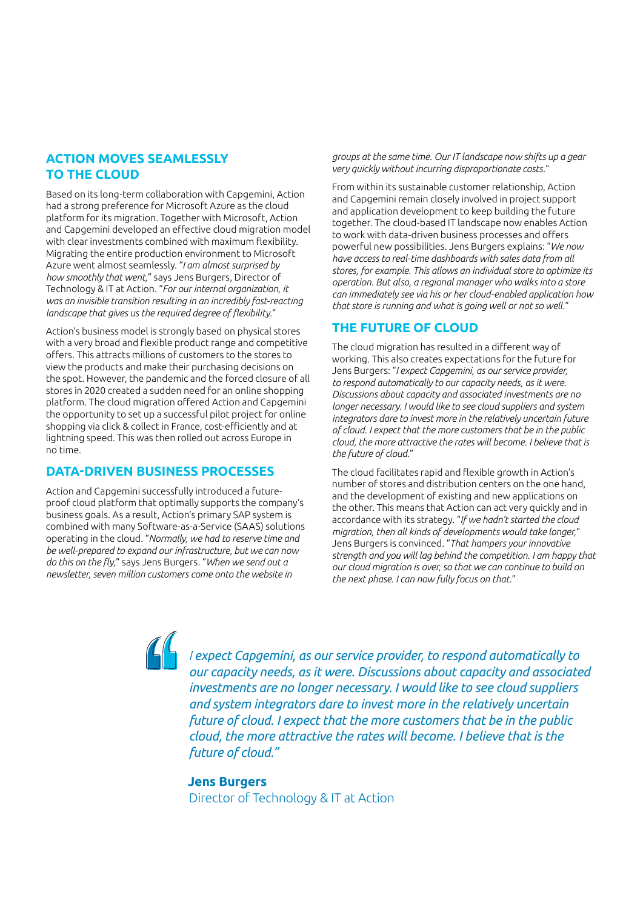## ACTION MOVES SEAMLESSLY TO THE CLOUD

Based on its long-term collaboration with Capgemini, Action had a strong preference for Microsoft Azure as the cloud platform for its migration. Together with Microsoft, Action and Capgemini developed an effective cloud migration model with clear investments combined with maximum flexibility. Migrating the entire production environment to Microsoft Azure went almost seamlessly. "*I am almost surprised by how smoothly that went,*" says Jens Burgers, Director of Technology & IT at Action. "*For our internal organization, it was an invisible transition resulting in an incredibly fast-reacting landscape that gives us the required degree of flexibility.*"

Action's business model is strongly based on physical stores with a very broad and flexible product range and competitive offers. This attracts millions of customers to the stores to view the products and make their purchasing decisions on the spot. However, the pandemic and the forced closure of all stores in 2020 created a sudden need for an online shopping platform. The cloud migration offered Action and Capgemini the opportunity to set up a successful pilot project for online shopping via click & collect in France, cost-efficiently and at lightning speed. This was then rolled out across Europe in no time.

## DATA-DRIVEN BUSINESS PROCESSES

Action and Capgemini successfully introduced a future-proof cloud platform that optimally supports the company's business goals. As a result, Action's primary SAP system is combined with many Software-as-a-Service (SAAS) solutions operating in the cloud. "*Normally, we had to reserve time and be well-prepared to expand our infrastructure, but we can now do this on the fly,*" says Jens Burgers. "*When we send out a newsletter, seven million customers come onto the website in groups at the same time. Our IT landscape now shifts up a gear very quickly without incurring disproportionate costs.*"

From within its sustainable customer relationship, Action and Capgemini remain closely involved in project support and application development to keep building the future together. The cloud-based IT landscape now enables Action to work with data-driven business processes and offers powerful new possibilities. Jens Burgers explains: "*We now have access to real-time dashboards with sales data from all stores, for example. This allows an individual store to optimize its operation. But also, a regional manager who walks into a store can immediately see via his or her cloud-enabled application how that store is running and what is going well or not so well.*"

## THE FUTURE OF CLOUD

The cloud migration has resulted in a different way of working. This also creates expectations for the future for Jens Burgers: "*I expect Capgemini, as our service provider, to respond automatically to our capacity needs, as it were. Discussions about capacity and associated investments are no longer necessary. I would like to see cloud suppliers and system integrators dare to invest more in the relatively uncertain future of cloud. I expect that the more customers that be in the public cloud, the more attractive the rates will become. I believe that is the future of cloud.*"

The cloud facilitates rapid and flexible growth in Action's number of stores and distribution centers on the one hand, and the development of existing and new applications on the other. This means that Action can act very quickly and in accordance with its strategy. "*If we hadn't started the cloud migration, then all kinds of developments would take longer,*" Jens Burgers is convinced. "*That hampers your innovative strength and you will lag behind the competition. I am happy that our cloud migration is over, so that we can continue to build on the next phase. I can now fully focus on that.*"

> *I expect Capgemini, as our service provider, to respond automatically to our capacity needs, as it were. Discussions about capacity and associated investments are no longer necessary. I would like to see cloud suppliers and system integrators dare to invest more in the relatively uncertain future of cloud. I expect that the more customers that be in the public cloud, the more attractive the rates will become. I believe that is the future of cloud."*
>
> **Jens Burgers**
> Director of Technology & IT at Action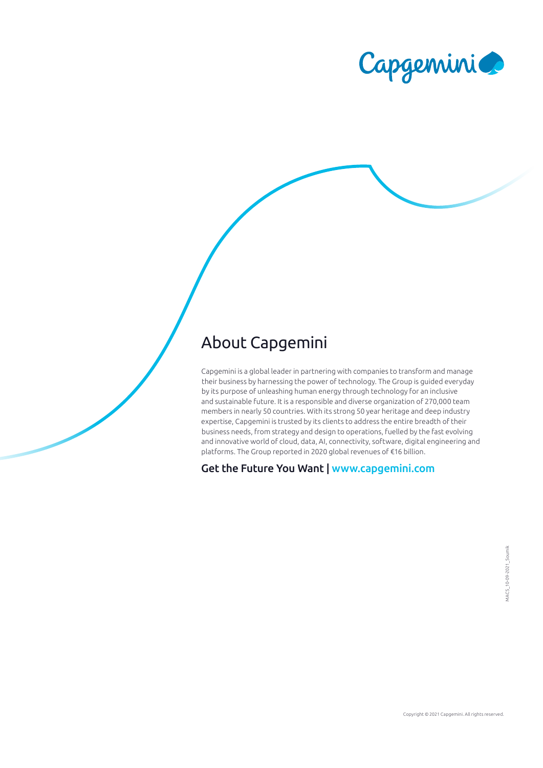# About Capgemini

Capgemini is a global leader in partnering with companies to transform and manage their business by harnessing the power of technology. The Group is guided everyday by its purpose of unleashing human energy through technology for an inclusive and sustainable future. It is a responsible and diverse organization of 270,000 team members in nearly 50 countries. With its strong 50 year heritage and deep industry expertise, Capgemini is trusted by its clients to address the entire breadth of their business needs, from strategy and design to operations, fuelled by the fast evolving and innovative world of cloud, data, AI, connectivity, software, digital engineering and platforms. The Group reported in 2020 global revenues of €16 billion.

**Get the Future You Want | www.capgemini.com**

MACS_10-09-2021_Soumik

Copyright © 2021 Capgemini. All rights reserved.